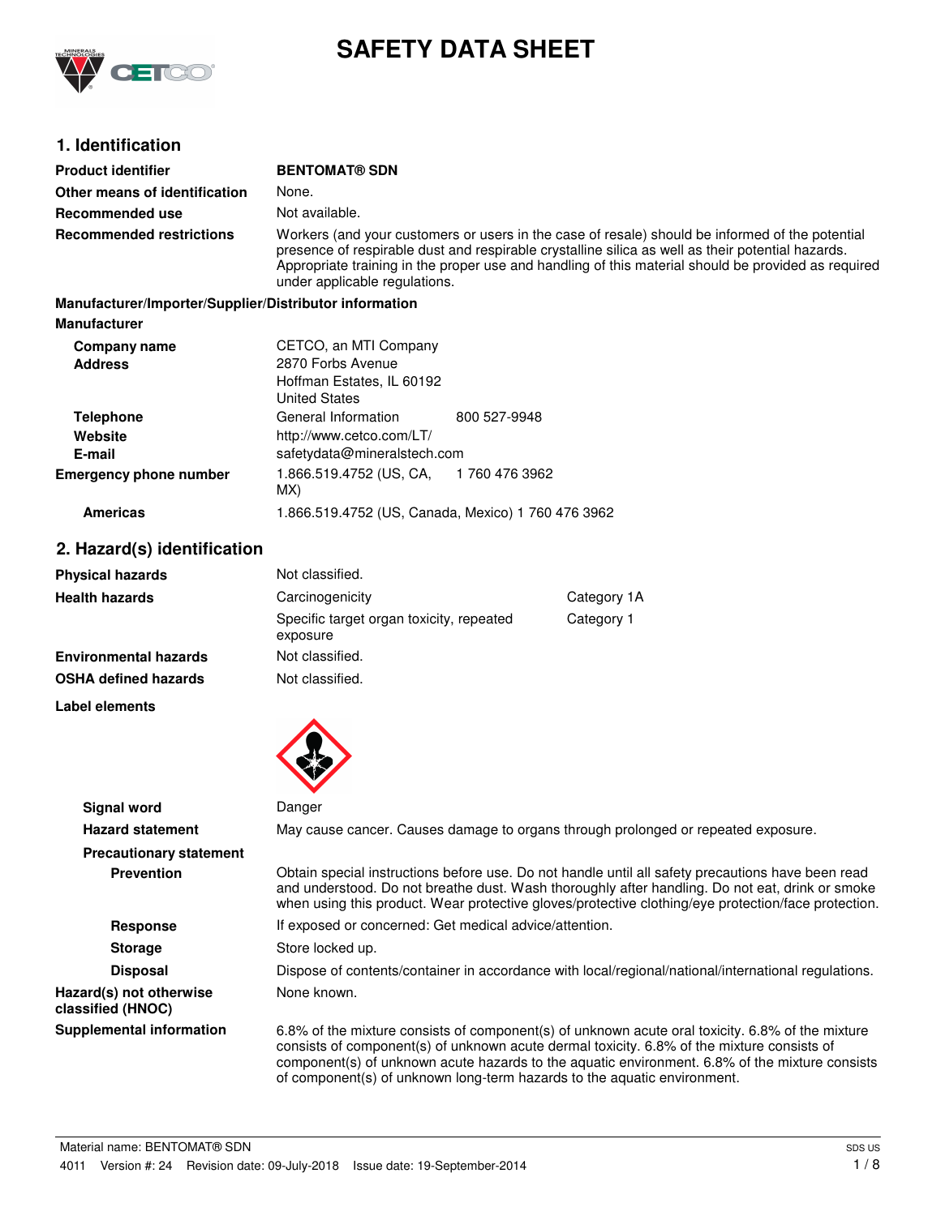# SAFETY DATA SHEET

## 1. Identification

| | |
|---|---|
| **Product identifier** | **BENTOMAT® SDN** |
| **Other means of identification** | None. |
| **Recommended use** | Not available. |
| **Recommended restrictions** | Workers (and your customers or users in the case of resale) should be informed of the potential presence of respirable dust and respirable crystalline silica as well as their potential hazards. Appropriate training in the proper use and handling of this material should be provided as required under applicable regulations. |

**Manufacturer/Importer/Supplier/Distributor information**

**Manufacturer**

| | | |
|---|---|---|
| **Company name** | CETCO, an MTI Company | |
| **Address** | 2870 Forbs Avenue<br>Hoffman Estates, IL 60192<br>United States | |
| **Telephone** | General Information | 800 527-9948 |
| **Website** | http://www.cetco.com/LT/ | |
| **E-mail** | safetydata@mineralstech.com | |
| **Emergency phone number** | 1.866.519.4752 (US, CA, MX) | 1 760 476 3962 |
| **Americas** | 1.866.519.4752 (US, Canada, Mexico) 1 760 476 3962 | |

## 2. Hazard(s) identification

| | | |
|---|---|---|
| **Physical hazards** | Not classified. | |
| **Health hazards** | Carcinogenicity | Category 1A |
| | Specific target organ toxicity, repeated exposure | Category 1 |
| **Environmental hazards** | Not classified. | |
| **OSHA defined hazards** | Not classified. | |

**Label elements**

| | |
|---|---|
| **Signal word** | Danger |
| **Hazard statement** | May cause cancer. Causes damage to organs through prolonged or repeated exposure. |
| **Precautionary statement** | |
| **Prevention** | Obtain special instructions before use. Do not handle until all safety precautions have been read and understood. Do not breathe dust. Wash thoroughly after handling. Do not eat, drink or smoke when using this product. Wear protective gloves/protective clothing/eye protection/face protection. |
| **Response** | If exposed or concerned: Get medical advice/attention. |
| **Storage** | Store locked up. |
| **Disposal** | Dispose of contents/container in accordance with local/regional/national/international regulations. |
| **Hazard(s) not otherwise classified (HNOC)** | None known. |
| **Supplemental information** | 6.8% of the mixture consists of component(s) of unknown acute oral toxicity. 6.8% of the mixture consists of component(s) of unknown acute dermal toxicity. 6.8% of the mixture consists of component(s) of unknown acute hazards to the aquatic environment. 6.8% of the mixture consists of component(s) of unknown long-term hazards to the aquatic environment. |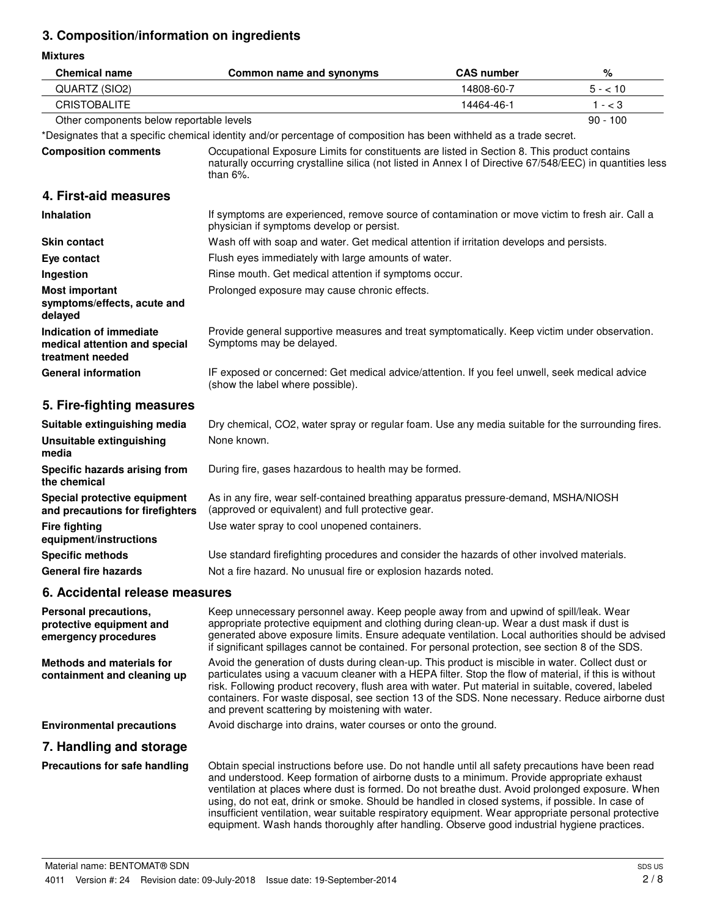## 3. Composition/information on ingredients

**Mixtures**

| Chemical name | Common name and synonyms | CAS number | % |
|---|---|---|---|
| QUARTZ (SIO2) | | 14808-60-7 | 5 - < 10 |
| CRISTOBALITE | | 14464-46-1 | 1 - < 3 |
| Other components below reportable levels | | | 90 - 100 |

*Designates that a specific chemical identity and/or percentage of composition has been withheld as a trade secret.

**Composition comments** Occupational Exposure Limits for constituents are listed in Section 8. This product contains naturally occurring crystalline silica (not listed in Annex I of Directive 67/548/EEC) in quantities less than 6%.

## 4. First-aid measures

**Inhalation** If symptoms are experienced, remove source of contamination or move victim to fresh air. Call a physician if symptoms develop or persist.

**Skin contact** Wash off with soap and water. Get medical attention if irritation develops and persists.

**Eye contact** Flush eyes immediately with large amounts of water.

**Ingestion** Rinse mouth. Get medical attention if symptoms occur.

**Most important symptoms/effects, acute and delayed** Prolonged exposure may cause chronic effects.

**Indication of immediate medical attention and special treatment needed** Provide general supportive measures and treat symptomatically. Keep victim under observation. Symptoms may be delayed.

**General information** IF exposed or concerned: Get medical advice/attention. If you feel unwell, seek medical advice (show the label where possible).

## 5. Fire-fighting measures

**Suitable extinguishing media** Dry chemical, CO2, water spray or regular foam. Use any media suitable for the surrounding fires.

**Unsuitable extinguishing media** None known.

**Specific hazards arising from the chemical** During fire, gases hazardous to health may be formed.

**Special protective equipment and precautions for firefighters** As in any fire, wear self-contained breathing apparatus pressure-demand, MSHA/NIOSH (approved or equivalent) and full protective gear.

**Fire fighting equipment/instructions** Use water spray to cool unopened containers.

**Specific methods** Use standard firefighting procedures and consider the hazards of other involved materials.

**General fire hazards** Not a fire hazard. No unusual fire or explosion hazards noted.

## 6. Accidental release measures

**Personal precautions, protective equipment and emergency procedures** Keep unnecessary personnel away. Keep people away from and upwind of spill/leak. Wear appropriate protective equipment and clothing during clean-up. Wear a dust mask if dust is generated above exposure limits. Ensure adequate ventilation. Local authorities should be advised if significant spillages cannot be contained. For personal protection, see section 8 of the SDS.

**Methods and materials for containment and cleaning up** Avoid the generation of dusts during clean-up. This product is miscible in water. Collect dust or particulates using a vacuum cleaner with a HEPA filter. Stop the flow of material, if this is without risk. Following product recovery, flush area with water. Put material in suitable, covered, labeled containers. For waste disposal, see section 13 of the SDS. None necessary. Reduce airborne dust and prevent scattering by moistening with water.

**Environmental precautions** Avoid discharge into drains, water courses or onto the ground.

## 7. Handling and storage

**Precautions for safe handling** Obtain special instructions before use. Do not handle until all safety precautions have been read and understood. Keep formation of airborne dusts to a minimum. Provide appropriate exhaust ventilation at places where dust is formed. Do not breathe dust. Avoid prolonged exposure. When using, do not eat, drink or smoke. Should be handled in closed systems, if possible. In case of insufficient ventilation, wear suitable respiratory equipment. Wear appropriate personal protective equipment. Wash hands thoroughly after handling. Observe good industrial hygiene practices.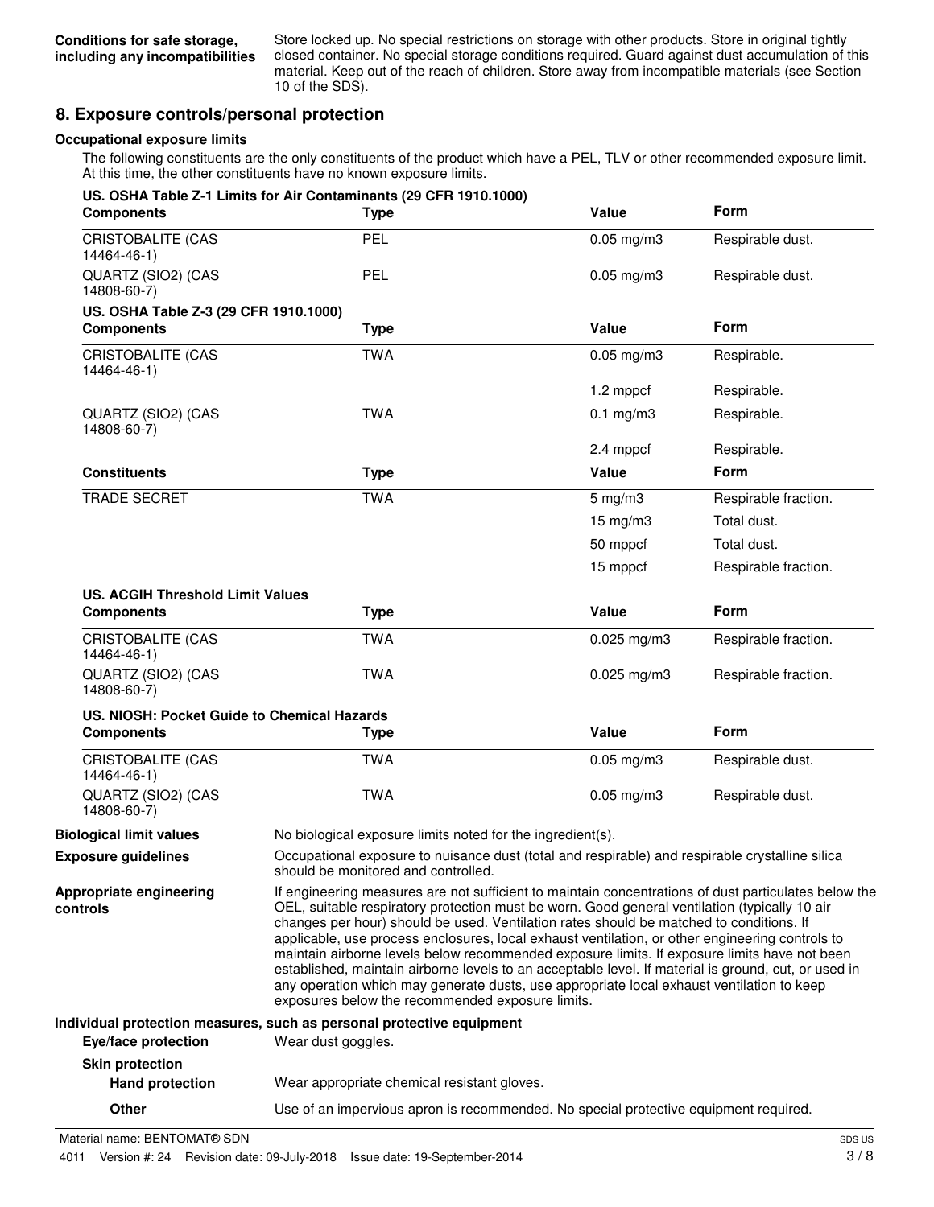**Conditions for safe storage, including any incompatibilities**

Store locked up. No special restrictions on storage with other products. Store in original tightly closed container. No special storage conditions required. Guard against dust accumulation of this material. Keep out of the reach of children. Store away from incompatible materials (see Section 10 of the SDS).

## 8. Exposure controls/personal protection

### Occupational exposure limits

The following constituents are the only constituents of the product which have a PEL, TLV or other recommended exposure limit. At this time, the other constituents have no known exposure limits.

**US. OSHA Table Z-1 Limits for Air Contaminants (29 CFR 1910.1000)**

| Components | Type | Value | Form |
|---|---|---|---|
| CRISTOBALITE (CAS 14464-46-1) | PEL | 0.05 mg/m3 | Respirable dust. |
| QUARTZ (SIO2) (CAS 14808-60-7) | PEL | 0.05 mg/m3 | Respirable dust. |

**US. OSHA Table Z-3 (29 CFR 1910.1000)**

| Components | Type | Value | Form |
|---|---|---|---|
| CRISTOBALITE (CAS 14464-46-1) | TWA | 0.05 mg/m3 | Respirable. |
| | | 1.2 mppcf | Respirable. |
| QUARTZ (SIO2) (CAS 14808-60-7) | TWA | 0.1 mg/m3 | Respirable. |
| | | 2.4 mppcf | Respirable. |

| Constituents | Type | Value | Form |
|---|---|---|---|
| TRADE SECRET | TWA | 5 mg/m3 | Respirable fraction. |
| | | 15 mg/m3 | Total dust. |
| | | 50 mppcf | Total dust. |
| | | 15 mppcf | Respirable fraction. |

**US. ACGIH Threshold Limit Values**

| Components | Type | Value | Form |
|---|---|---|---|
| CRISTOBALITE (CAS 14464-46-1) | TWA | 0.025 mg/m3 | Respirable fraction. |
| QUARTZ (SIO2) (CAS 14808-60-7) | TWA | 0.025 mg/m3 | Respirable fraction. |

**US. NIOSH: Pocket Guide to Chemical Hazards**

| Components | Type | Value | Form |
|---|---|---|---|
| CRISTOBALITE (CAS 14464-46-1) | TWA | 0.05 mg/m3 | Respirable dust. |
| QUARTZ (SIO2) (CAS 14808-60-7) | TWA | 0.05 mg/m3 | Respirable dust. |

**Biological limit values**

No biological exposure limits noted for the ingredient(s).

**Exposure guidelines**

Occupational exposure to nuisance dust (total and respirable) and respirable crystalline silica should be monitored and controlled.

**Appropriate engineering controls**

If engineering measures are not sufficient to maintain concentrations of dust particulates below the OEL, suitable respiratory protection must be worn. Good general ventilation (typically 10 air changes per hour) should be used. Ventilation rates should be matched to conditions. If applicable, use process enclosures, local exhaust ventilation, or other engineering controls to maintain airborne levels below recommended exposure limits. If exposure limits have not been established, maintain airborne levels to an acceptable level. If material is ground, cut, or used in any operation which may generate dusts, use appropriate local exhaust ventilation to keep exposures below the recommended exposure limits.

### Individual protection measures, such as personal protective equipment

**Eye/face protection**

Wear dust goggles.

**Skin protection**

**Hand protection**

Wear appropriate chemical resistant gloves.

**Other**

Use of an impervious apron is recommended. No special protective equipment required.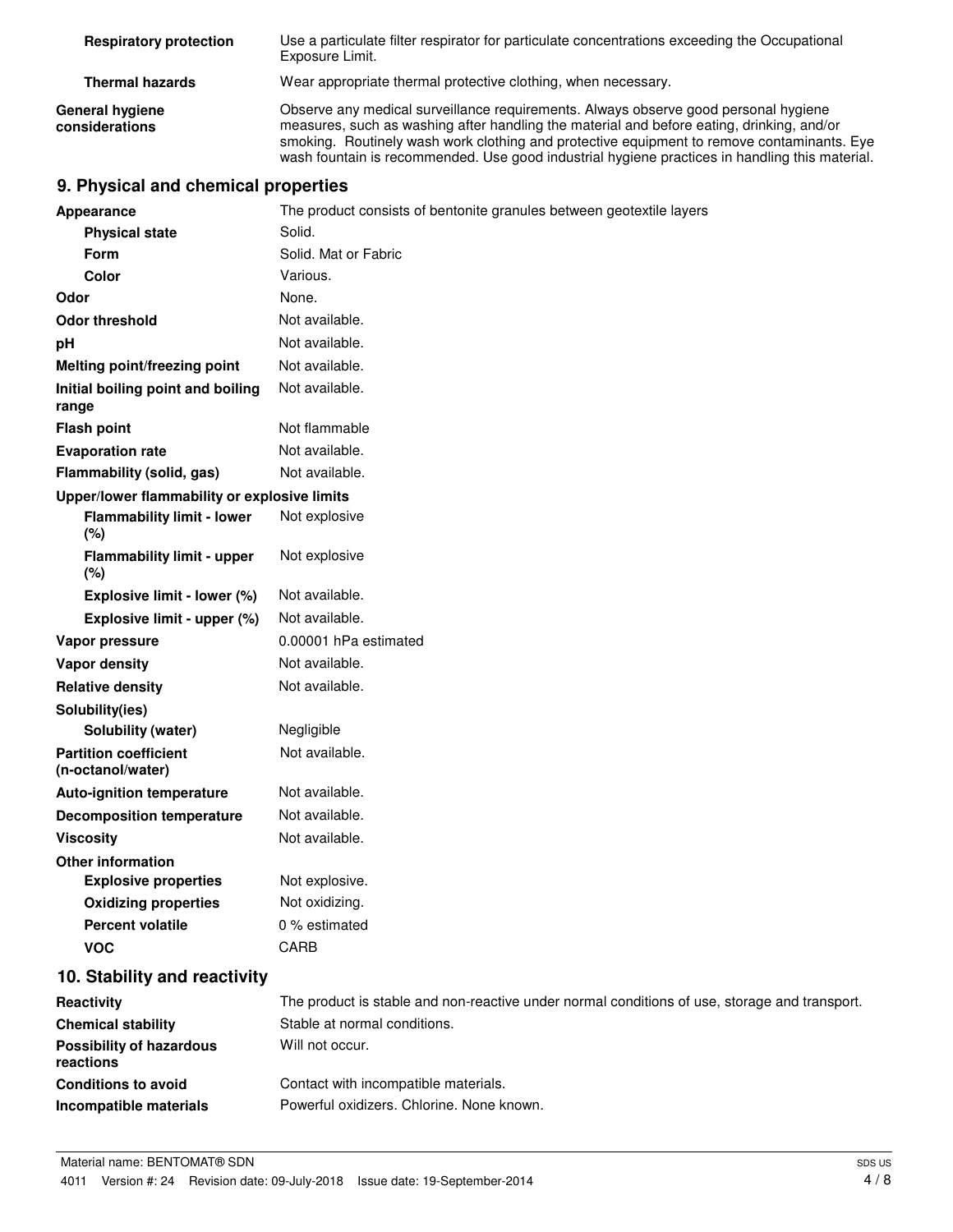| | |
|---|---|
| **Respiratory protection** | Use a particulate filter respirator for particulate concentrations exceeding the Occupational Exposure Limit. |
| **Thermal hazards** | Wear appropriate thermal protective clothing, when necessary. |
| **General hygiene considerations** | Observe any medical surveillance requirements. Always observe good personal hygiene measures, such as washing after handling the material and before eating, drinking, and/or smoking. Routinely wash work clothing and protective equipment to remove contaminants. Eye wash fountain is recommended. Use good industrial hygiene practices in handling this material. |

## 9. Physical and chemical properties

| | |
|---|---|
| **Appearance** | The product consists of bentonite granules between geotextile layers |
| **Physical state** | Solid. |
| **Form** | Solid. Mat or Fabric |
| **Color** | Various. |
| **Odor** | None. |
| **Odor threshold** | Not available. |
| **pH** | Not available. |
| **Melting point/freezing point** | Not available. |
| **Initial boiling point and boiling range** | Not available. |
| **Flash point** | Not flammable |
| **Evaporation rate** | Not available. |
| **Flammability (solid, gas)** | Not available. |
| **Upper/lower flammability or explosive limits** | |
| **Flammability limit - lower (%)** | Not explosive |
| **Flammability limit - upper (%)** | Not explosive |
| **Explosive limit - lower (%)** | Not available. |
| **Explosive limit - upper (%)** | Not available. |
| **Vapor pressure** | 0.00001 hPa estimated |
| **Vapor density** | Not available. |
| **Relative density** | Not available. |
| **Solubility(ies)** | |
| **Solubility (water)** | Negligible |
| **Partition coefficient (n-octanol/water)** | Not available. |
| **Auto-ignition temperature** | Not available. |
| **Decomposition temperature** | Not available. |
| **Viscosity** | Not available. |
| **Other information** | |
| **Explosive properties** | Not explosive. |
| **Oxidizing properties** | Not oxidizing. |
| **Percent volatile** | 0 % estimated |
| **VOC** | CARB |

## 10. Stability and reactivity

| | |
|---|---|
| **Reactivity** | The product is stable and non-reactive under normal conditions of use, storage and transport. |
| **Chemical stability** | Stable at normal conditions. |
| **Possibility of hazardous reactions** | Will not occur. |
| **Conditions to avoid** | Contact with incompatible materials. |
| **Incompatible materials** | Powerful oxidizers. Chlorine. None known. |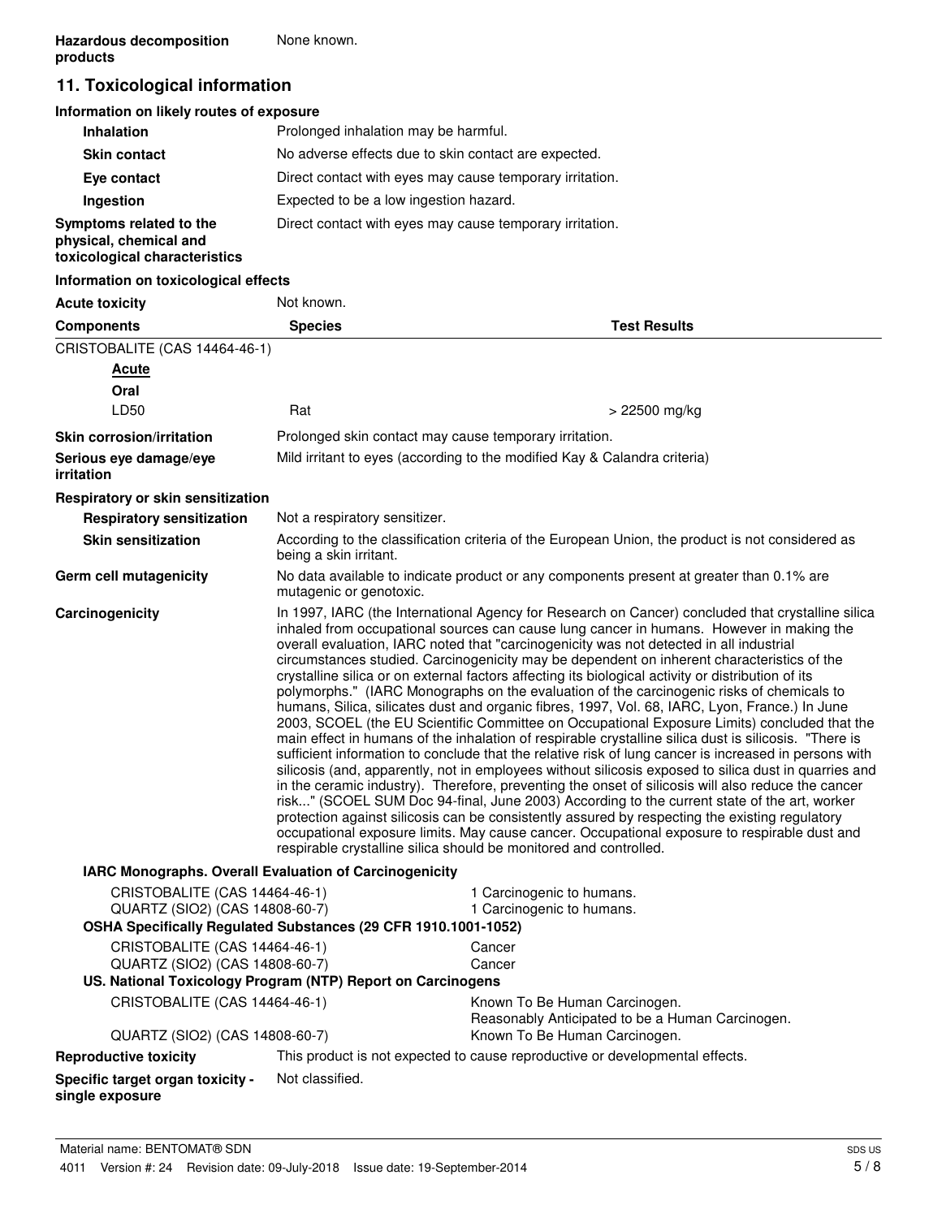**Hazardous decomposition products** None known.

## 11. Toxicological information

### Information on likely routes of exposure

| | |
|---|---|
| **Inhalation** | Prolonged inhalation may be harmful. |
| **Skin contact** | No adverse effects due to skin contact are expected. |
| **Eye contact** | Direct contact with eyes may cause temporary irritation. |
| **Ingestion** | Expected to be a low ingestion hazard. |
| **Symptoms related to the physical, chemical and toxicological characteristics** | Direct contact with eyes may cause temporary irritation. |

### Information on toxicological effects

**Acute toxicity** Not known.

| Components | Species | Test Results |
|---|---|---|
| CRISTOBALITE (CAS 14464-46-1) | | |
| **Acute** | | |
| **Oral** | | |
| LD50 | Rat | > 22500 mg/kg |

**Skin corrosion/irritation** Prolonged skin contact may cause temporary irritation.

**Serious eye damage/eye irritation** Mild irritant to eyes (according to the modified Kay & Calandra criteria)

**Respiratory or skin sensitization**

**Respiratory sensitization** Not a respiratory sensitizer.

**Skin sensitization** According to the classification criteria of the European Union, the product is not considered as being a skin irritant.

**Germ cell mutagenicity** No data available to indicate product or any components present at greater than 0.1% are mutagenic or genotoxic.

**Carcinogenicity** In 1997, IARC (the International Agency for Research on Cancer) concluded that crystalline silica inhaled from occupational sources can cause lung cancer in humans. However in making the overall evaluation, IARC noted that "carcinogenicity was not detected in all industrial circumstances studied. Carcinogenicity may be dependent on inherent characteristics of the crystalline silica or on external factors affecting its biological activity or distribution of its polymorphs." (IARC Monographs on the evaluation of the carcinogenic risks of chemicals to humans, Silica, silicates dust and organic fibres, 1997, Vol. 68, IARC, Lyon, France.) In June 2003, SCOEL (the EU Scientific Committee on Occupational Exposure Limits) concluded that the main effect in humans of the inhalation of respirable crystalline silica dust is silicosis. "There is sufficient information to conclude that the relative risk of lung cancer is increased in persons with silicosis (and, apparently, not in employees without silicosis exposed to silica dust in quarries and in the ceramic industry). Therefore, preventing the onset of silicosis will also reduce the cancer risk..." (SCOEL SUM Doc 94-final, June 2003) According to the current state of the art, worker protection against silicosis can be consistently assured by respecting the existing regulatory occupational exposure limits. May cause cancer. Occupational exposure to respirable dust and respirable crystalline silica should be monitored and controlled.

**IARC Monographs. Overall Evaluation of Carcinogenicity**

| | |
|---|---|
| CRISTOBALITE (CAS 14464-46-1) | 1 Carcinogenic to humans. |
| QUARTZ (SIO2) (CAS 14808-60-7) | 1 Carcinogenic to humans. |

**OSHA Specifically Regulated Substances (29 CFR 1910.1001-1052)**

| | |
|---|---|
| CRISTOBALITE (CAS 14464-46-1) | Cancer |
| QUARTZ (SIO2) (CAS 14808-60-7) | Cancer |

**US. National Toxicology Program (NTP) Report on Carcinogens**

| | |
|---|---|
| CRISTOBALITE (CAS 14464-46-1) | Known To Be Human Carcinogen.<br>Reasonably Anticipated to be a Human Carcinogen. |
| QUARTZ (SIO2) (CAS 14808-60-7) | Known To Be Human Carcinogen. |

**Reproductive toxicity** This product is not expected to cause reproductive or developmental effects.

**Specific target organ toxicity - single exposure** Not classified.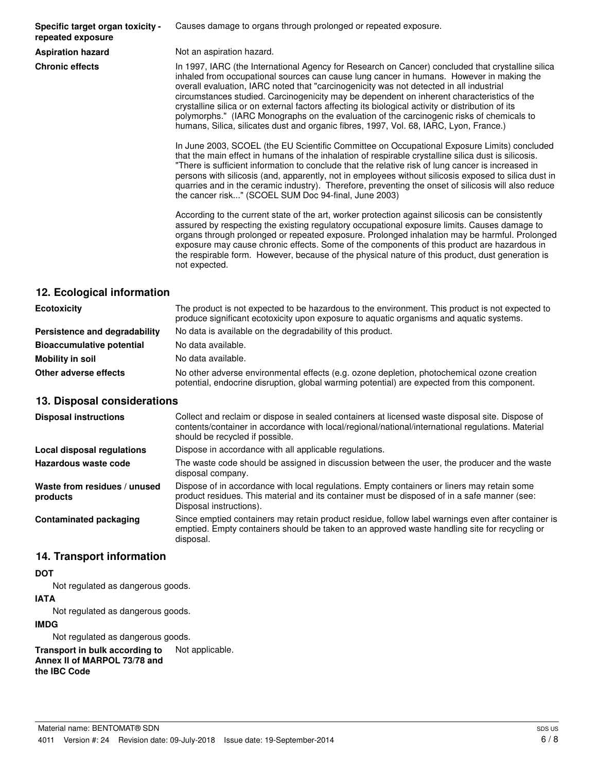**Specific target organ toxicity - repeated exposure**

Causes damage to organs through prolonged or repeated exposure.

**Aspiration hazard**

Not an aspiration hazard.

**Chronic effects**

In 1997, IARC (the International Agency for Research on Cancer) concluded that crystalline silica inhaled from occupational sources can cause lung cancer in humans. However in making the overall evaluation, IARC noted that "carcinogenicity was not detected in all industrial circumstances studied. Carcinogenicity may be dependent on inherent characteristics of the crystalline silica or on external factors affecting its biological activity or distribution of its polymorphs." (IARC Monographs on the evaluation of the carcinogenic risks of chemicals to humans, Silica, silicates dust and organic fibres, 1997, Vol. 68, IARC, Lyon, France.)

In June 2003, SCOEL (the EU Scientific Committee on Occupational Exposure Limits) concluded that the main effect in humans of the inhalation of respirable crystalline silica dust is silicosis. "There is sufficient information to conclude that the relative risk of lung cancer is increased in persons with silicosis (and, apparently, not in employees without silicosis exposed to silica dust in quarries and in the ceramic industry). Therefore, preventing the onset of silicosis will also reduce the cancer risk..." (SCOEL SUM Doc 94-final, June 2003)

According to the current state of the art, worker protection against silicosis can be consistently assured by respecting the existing regulatory occupational exposure limits. Causes damage to organs through prolonged or repeated exposure. Prolonged inhalation may be harmful. Prolonged exposure may cause chronic effects. Some of the components of this product are hazardous in the respirable form. However, because of the physical nature of this product, dust generation is not expected.

## 12. Ecological information

**Ecotoxicity**

The product is not expected to be hazardous to the environment. This product is not expected to produce significant ecotoxicity upon exposure to aquatic organisms and aquatic systems.

**Persistence and degradability**

No data is available on the degradability of this product.

**Bioaccumulative potential**

No data available.

**Mobility in soil**

No data available.

**Other adverse effects**

No other adverse environmental effects (e.g. ozone depletion, photochemical ozone creation potential, endocrine disruption, global warming potential) are expected from this component.

## 13. Disposal considerations

**Disposal instructions**

Collect and reclaim or dispose in sealed containers at licensed waste disposal site. Dispose of contents/container in accordance with local/regional/national/international regulations. Material should be recycled if possible.

**Local disposal regulations**

Dispose in accordance with all applicable regulations.

**Hazardous waste code**

The waste code should be assigned in discussion between the user, the producer and the waste disposal company.

**Waste from residues / unused products**

Dispose of in accordance with local regulations. Empty containers or liners may retain some product residues. This material and its container must be disposed of in a safe manner (see: Disposal instructions).

**Contaminated packaging**

Since emptied containers may retain product residue, follow label warnings even after container is emptied. Empty containers should be taken to an approved waste handling site for recycling or disposal.

## 14. Transport information

**DOT**

Not regulated as dangerous goods.

**IATA**

Not regulated as dangerous goods.

**IMDG**

Not regulated as dangerous goods.

**Transport in bulk according to Annex II of MARPOL 73/78 and the IBC Code**

Not applicable.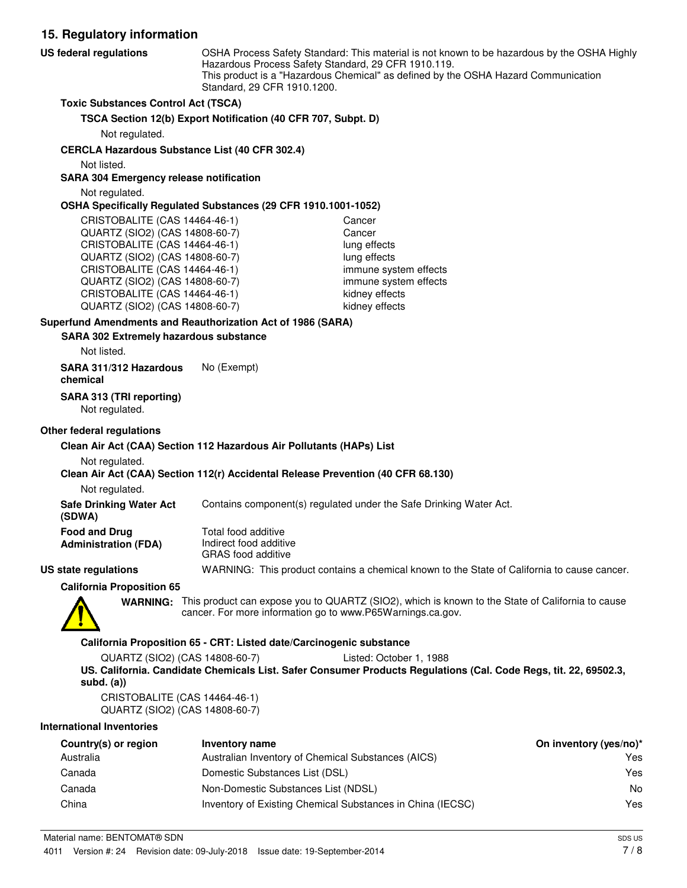## 15. Regulatory information

**US federal regulations**

OSHA Process Safety Standard: This material is not known to be hazardous by the OSHA Highly Hazardous Process Safety Standard, 29 CFR 1910.119.
This product is a "Hazardous Chemical" as defined by the OSHA Hazard Communication Standard, 29 CFR 1910.1200.

**Toxic Substances Control Act (TSCA)**

**TSCA Section 12(b) Export Notification (40 CFR 707, Subpt. D)**

Not regulated.

**CERCLA Hazardous Substance List (40 CFR 302.4)**

Not listed.

**SARA 304 Emergency release notification**

Not regulated.

**OSHA Specifically Regulated Substances (29 CFR 1910.1001-1052)**

| | |
|---|---|
| CRISTOBALITE (CAS 14464-46-1) | Cancer |
| QUARTZ (SIO2) (CAS 14808-60-7) | Cancer |
| CRISTOBALITE (CAS 14464-46-1) | lung effects |
| QUARTZ (SIO2) (CAS 14808-60-7) | lung effects |
| CRISTOBALITE (CAS 14464-46-1) | immune system effects |
| QUARTZ (SIO2) (CAS 14808-60-7) | immune system effects |
| CRISTOBALITE (CAS 14464-46-1) | kidney effects |
| QUARTZ (SIO2) (CAS 14808-60-7) | kidney effects |

**Superfund Amendments and Reauthorization Act of 1986 (SARA)**

**SARA 302 Extremely hazardous substance**

Not listed.

**SARA 311/312 Hazardous chemical** No (Exempt)

**SARA 313 (TRI reporting)**

Not regulated.

**Other federal regulations**

**Clean Air Act (CAA) Section 112 Hazardous Air Pollutants (HAPs) List**

Not regulated.

**Clean Air Act (CAA) Section 112(r) Accidental Release Prevention (40 CFR 68.130)**

Not regulated.

**Safe Drinking Water Act (SDWA)** Contains component(s) regulated under the Safe Drinking Water Act.

**Food and Drug Administration (FDA)** Total food additive
Indirect food additive
GRAS food additive

**US state regulations** WARNING: This product contains a chemical known to the State of California to cause cancer.

**California Proposition 65**

**WARNING:** This product can expose you to QUARTZ (SIO2), which is known to the State of California to cause cancer. For more information go to www.P65Warnings.ca.gov.

**California Proposition 65 - CRT: Listed date/Carcinogenic substance**

QUARTZ (SIO2) (CAS 14808-60-7) Listed: October 1, 1988

**US. California. Candidate Chemicals List. Safer Consumer Products Regulations (Cal. Code Regs, tit. 22, 69502.3, subd. (a))**

CRISTOBALITE (CAS 14464-46-1)
QUARTZ (SIO2) (CAS 14808-60-7)

**International Inventories**

| Country(s) or region | Inventory name | On inventory (yes/no)* |
|---|---|---|
| Australia | Australian Inventory of Chemical Substances (AICS) | Yes |
| Canada | Domestic Substances List (DSL) | Yes |
| Canada | Non-Domestic Substances List (NDSL) | No |
| China | Inventory of Existing Chemical Substances in China (IECSC) | Yes |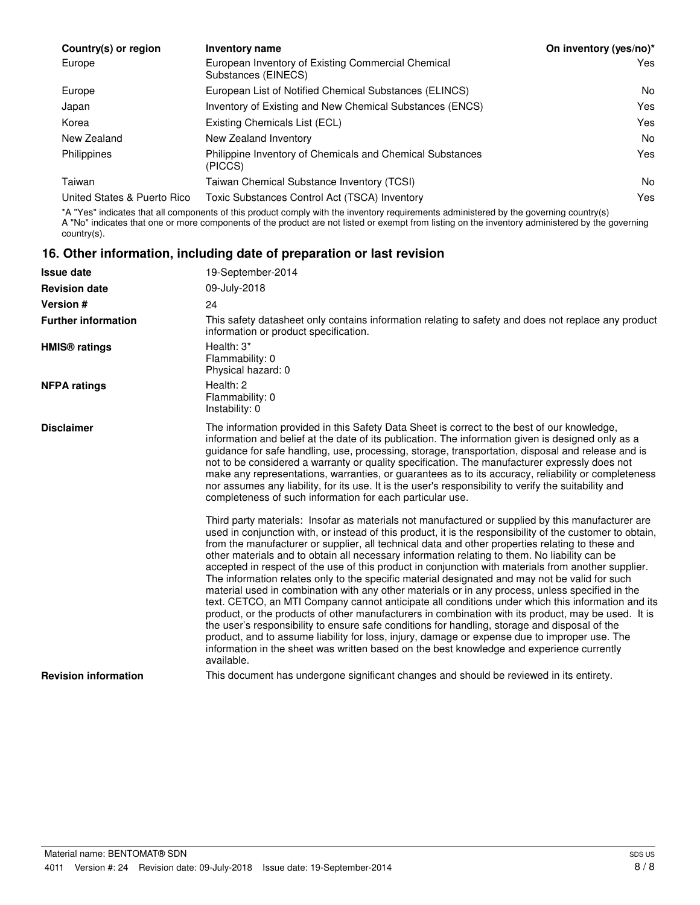| Country(s) or region | Inventory name | On inventory (yes/no)* |
| --- | --- | --- |
| Europe | European Inventory of Existing Commercial Chemical Substances (EINECS) | Yes |
| Europe | European List of Notified Chemical Substances (ELINCS) | No |
| Japan | Inventory of Existing and New Chemical Substances (ENCS) | Yes |
| Korea | Existing Chemicals List (ECL) | Yes |
| New Zealand | New Zealand Inventory | No |
| Philippines | Philippine Inventory of Chemicals and Chemical Substances (PICCS) | Yes |
| Taiwan | Taiwan Chemical Substance Inventory (TCSI) | No |
| United States & Puerto Rico | Toxic Substances Control Act (TSCA) Inventory | Yes |

*A "Yes" indicates that all components of this product comply with the inventory requirements administered by the governing country(s)
A "No" indicates that one or more components of the product are not listed or exempt from listing on the inventory administered by the governing country(s).

## 16. Other information, including date of preparation or last revision

**Issue date** 19-September-2014

**Revision date** 09-July-2018

**Version #** 24

**Further information** This safety datasheet only contains information relating to safety and does not replace any product information or product specification.

**HMIS® ratings**
Health: 3*
Flammability: 0
Physical hazard: 0

**NFPA ratings**
Health: 2
Flammability: 0
Instability: 0

**Disclaimer** The information provided in this Safety Data Sheet is correct to the best of our knowledge, information and belief at the date of its publication. The information given is designed only as a guidance for safe handling, use, processing, storage, transportation, disposal and release and is not to be considered a warranty or quality specification. The manufacturer expressly does not make any representations, warranties, or guarantees as to its accuracy, reliability or completeness nor assumes any liability, for its use. It is the user's responsibility to verify the suitability and completeness of such information for each particular use.

Third party materials: Insofar as materials not manufactured or supplied by this manufacturer are used in conjunction with, or instead of this product, it is the responsibility of the customer to obtain, from the manufacturer or supplier, all technical data and other properties relating to these and other materials and to obtain all necessary information relating to them. No liability can be accepted in respect of the use of this product in conjunction with materials from another supplier. The information relates only to the specific material designated and may not be valid for such material used in combination with any other materials or in any process, unless specified in the text. CETCO, an MTI Company cannot anticipate all conditions under which this information and its product, or the products of other manufacturers in combination with its product, may be used. It is the user's responsibility to ensure safe conditions for handling, storage and disposal of the product, and to assume liability for loss, injury, damage or expense due to improper use. The information in the sheet was written based on the best knowledge and experience currently available.

**Revision information** This document has undergone significant changes and should be reviewed in its entirety.